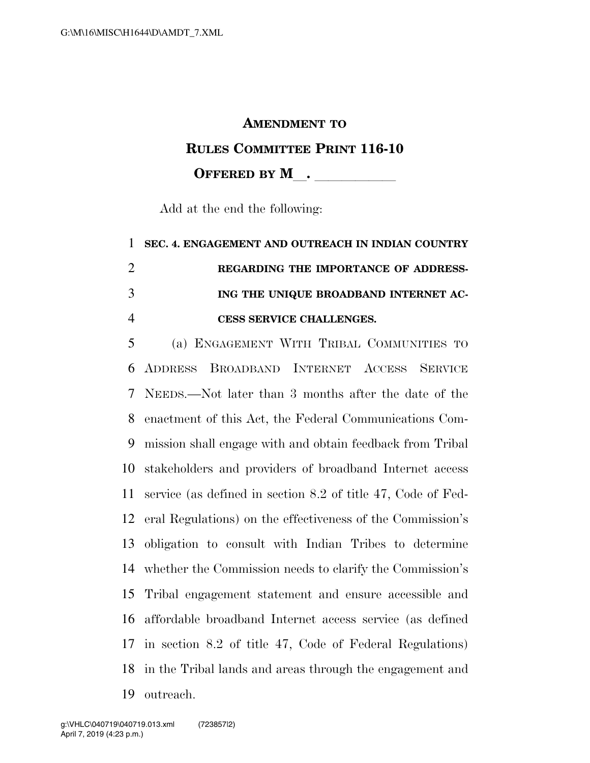# AMENDMENT TO RULES COMMITTEE PRINT 116-10

## OFFERED BY M\_\_. \_\_\_\_\_\_\_\_\_\_\_

Add at the end the following:

**SEC. 4. ENGAGEMENT AND OUTREACH IN INDIAN COUNTRY REGARDING THE IMPORTANCE OF ADDRESSING THE UNIQUE BROADBAND INTERNET ACCESS SERVICE CHALLENGES.**

(a) ENGAGEMENT WITH TRIBAL COMMUNITIES TO ADDRESS BROADBAND INTERNET ACCESS SERVICE NEEDS.—Not later than 3 months after the date of the enactment of this Act, the Federal Communications Commission shall engage with and obtain feedback from Tribal stakeholders and providers of broadband Internet access service (as defined in section 8.2 of title 47, Code of Federal Regulations) on the effectiveness of the Commission's obligation to consult with Indian Tribes to determine whether the Commission needs to clarify the Commission's Tribal engagement statement and ensure accessible and affordable broadband Internet access service (as defined in section 8.2 of title 47, Code of Federal Regulations) in the Tribal lands and areas through the engagement and outreach.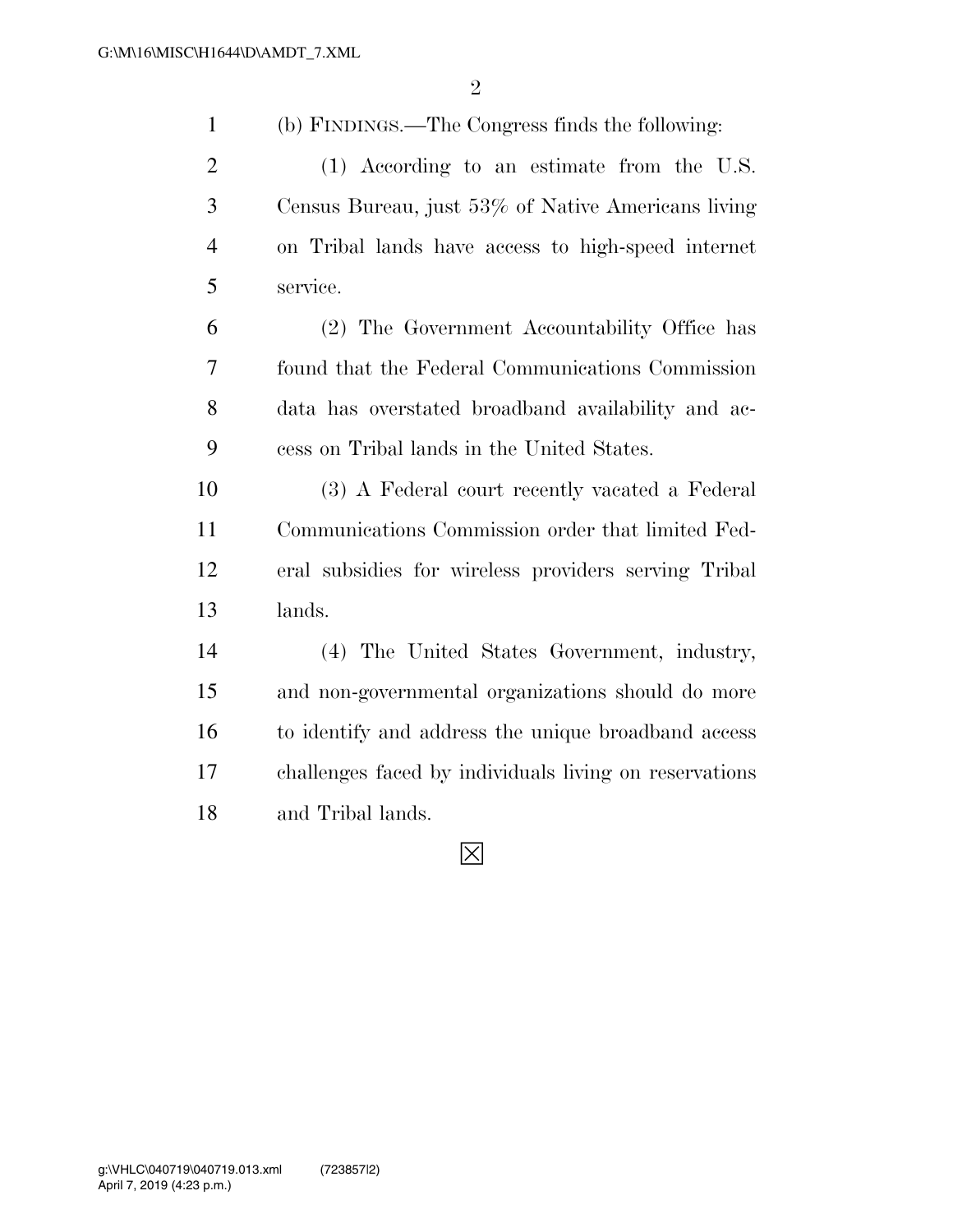(b) FINDINGS.—The Congress finds the following:

(1) According to an estimate from the U.S. Census Bureau, just 53% of Native Americans living on Tribal lands have access to high-speed internet service.

(2) The Government Accountability Office has found that the Federal Communications Commission data has overstated broadband availability and access on Tribal lands in the United States.

(3) A Federal court recently vacated a Federal Communications Commission order that limited Federal subsidies for wireless providers serving Tribal lands.

(4) The United States Government, industry, and non-governmental organizations should do more to identify and address the unique broadband access challenges faced by individuals living on reservations and Tribal lands.